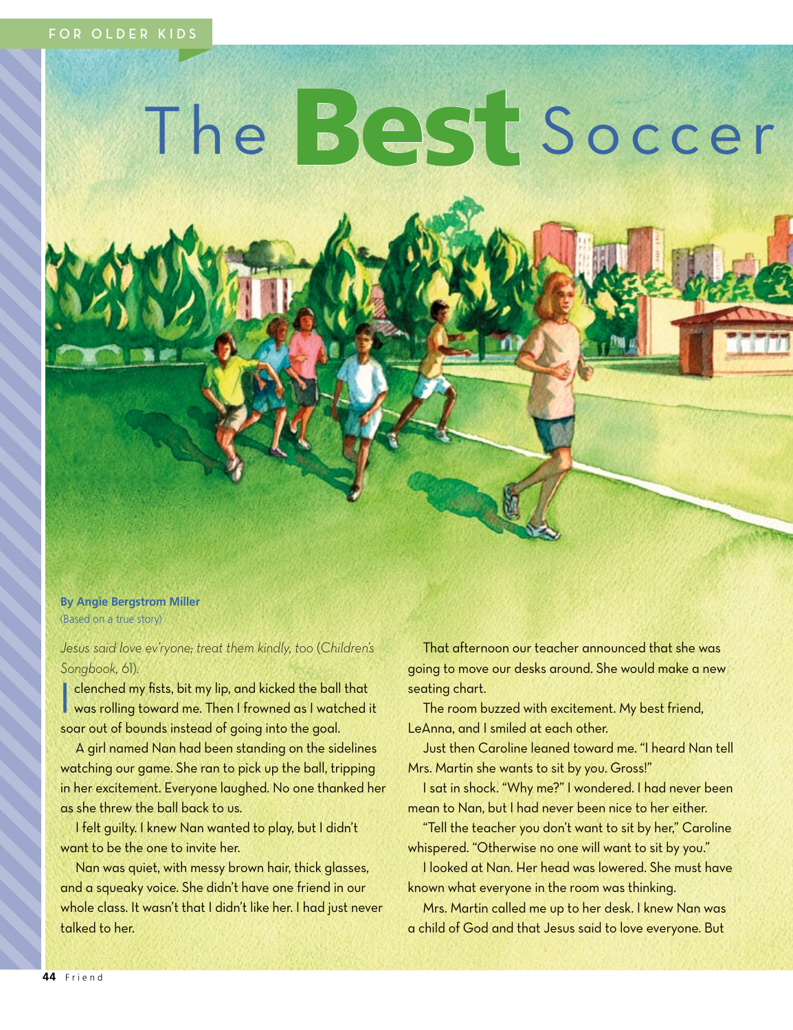FOR OLDER KIDS

# The Best Soccer

**By Angie Bergstrom Miller**
(Based on a true story)

*Jesus said love ev'ryone; treat them kindly, too* (*Children's Songbook*, 61).

I clenched my fists, bit my lip, and kicked the ball that was rolling toward me. Then I frowned as I watched it soar out of bounds instead of going into the goal.

A girl named Nan had been standing on the sidelines watching our game. She ran to pick up the ball, tripping in her excitement. Everyone laughed. No one thanked her as she threw the ball back to us.

I felt guilty. I knew Nan wanted to play, but I didn't want to be the one to invite her.

Nan was quiet, with messy brown hair, thick glasses, and a squeaky voice. She didn't have one friend in our whole class. It wasn't that I didn't like her. I had just never talked to her.

That afternoon our teacher announced that she was going to move our desks around. She would make a new seating chart.

The room buzzed with excitement. My best friend, LeAnna, and I smiled at each other.

Just then Caroline leaned toward me. "I heard Nan tell Mrs. Martin she wants to sit by you. Gross!"

I sat in shock. "Why me?" I wondered. I had never been mean to Nan, but I had never been nice to her either.

"Tell the teacher you don't want to sit by her," Caroline whispered. "Otherwise no one will want to sit by you."

I looked at Nan. Her head was lowered. She must have known what everyone in the room was thinking.

Mrs. Martin called me up to her desk. I knew Nan was a child of God and that Jesus said to love everyone. But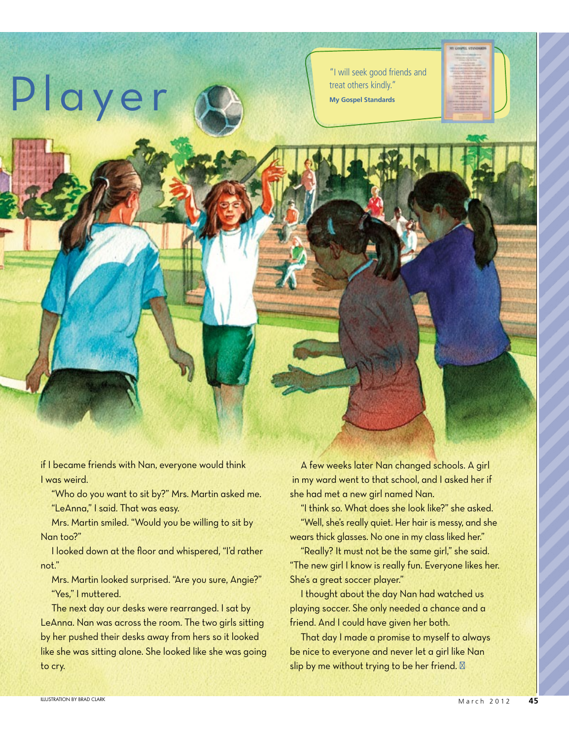# Player

"I will seek good friends and treat others kindly."
**My Gospel Standards**

if I became friends with Nan, everyone would think I was weird.

"Who do you want to sit by?" Mrs. Martin asked me.

"LeAnna," I said. That was easy.

Mrs. Martin smiled. "Would you be willing to sit by Nan too?"

I looked down at the floor and whispered, "I'd rather not."

Mrs. Martin looked surprised. "Are you sure, Angie?"

"Yes," I muttered.

The next day our desks were rearranged. I sat by LeAnna. Nan was across the room. The two girls sitting by her pushed their desks away from hers so it looked like she was sitting alone. She looked like she was going to cry.

A few weeks later Nan changed schools. A girl in my ward went to that school, and I asked her if she had met a new girl named Nan.

"I think so. What does she look like?" she asked.

"Well, she's really quiet. Her hair is messy, and she wears thick glasses. No one in my class liked her."

"Really? It must not be the same girl," she said. "The new girl I know is really fun. Everyone likes her. She's a great soccer player."

I thought about the day Nan had watched us playing soccer. She only needed a chance and a friend. And I could have given her both.

That day I made a promise to myself to always be nice to everyone and never let a girl like Nan slip by me without trying to be her friend. ■

ILLUSTRATION BY BRAD CLARK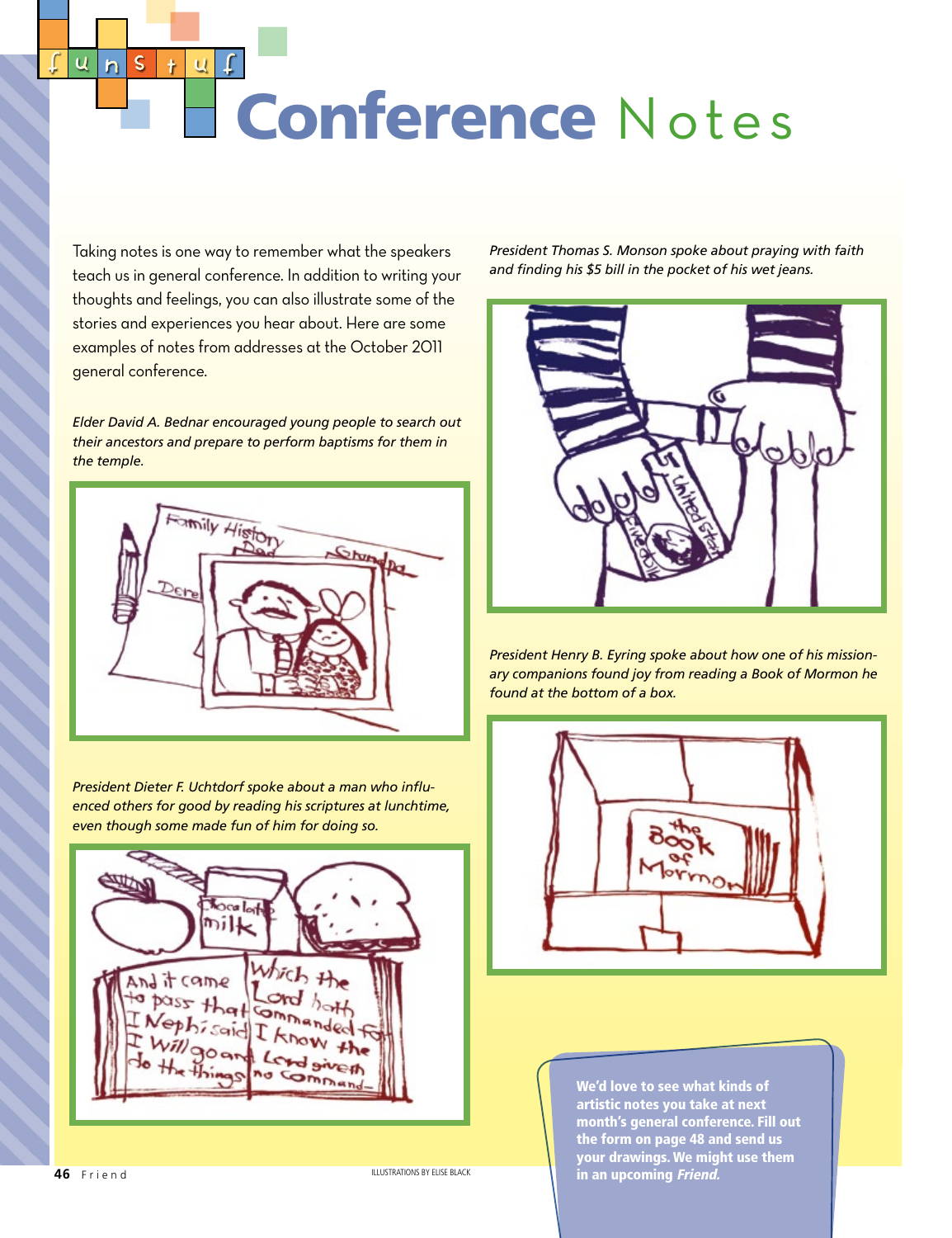# Conference Notes

Taking notes is one way to remember what the speakers teach us in general conference. In addition to writing your thoughts and feelings, you can also illustrate some of the stories and experiences you hear about. Here are some examples of notes from addresses at the October 2011 general conference.

*Elder David A. Bednar encouraged young people to search out their ancestors and prepare to perform baptisms for them in the temple.*

*President Dieter F. Uchtdorf spoke about a man who influenced others for good by reading his scriptures at lunchtime, even though some made fun of him for doing so.*

*President Thomas S. Monson spoke about praying with faith and finding his $5 bill in the pocket of his wet jeans.*

*President Henry B. Eyring spoke about how one of his missionary companions found joy from reading a Book of Mormon he found at the bottom of a box.*

**We'd love to see what kinds of artistic notes you take at next month's general conference. Fill out the form on page 48 and send us your drawings. We might use them in an upcoming *Friend*.**

ILLUSTRATIONS BY ELISE BLACK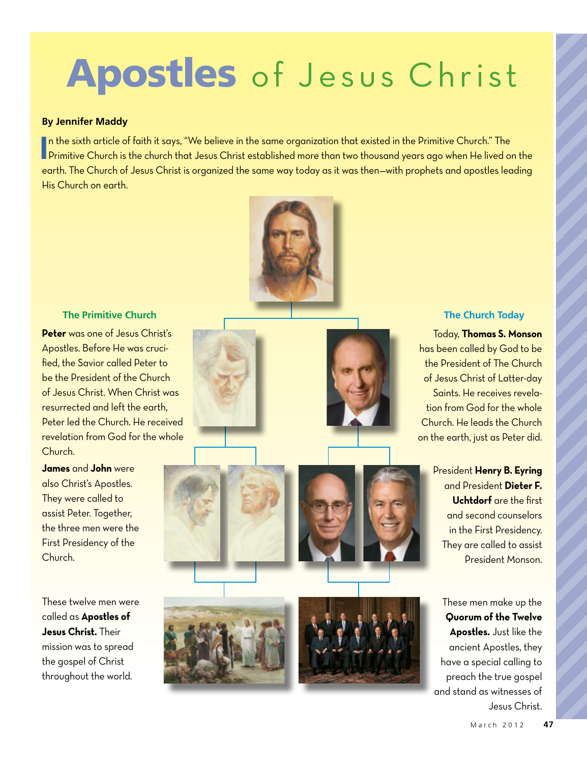# Apostles of Jesus Christ

**By Jennifer Maddy**

In the sixth article of faith it says, "We believe in the same organization that existed in the Primitive Church." The Primitive Church is the church that Jesus Christ established more than two thousand years ago when He lived on the earth. The Church of Jesus Christ is organized the same way today as it was then—with prophets and apostles leading His Church on earth.

### The Primitive Church

**Peter** was one of Jesus Christ's Apostles. Before He was crucified, the Savior called Peter to be the President of the Church of Jesus Christ. When Christ was resurrected and left the earth, Peter led the Church. He received revelation from God for the whole Church.

**James** and **John** were also Christ's Apostles. They were called to assist Peter. Together, the three men were the First Presidency of the Church.

These twelve men were called as **Apostles of Jesus Christ.** Their mission was to spread the gospel of Christ throughout the world.

### The Church Today

Today, **Thomas S. Monson** has been called by God to be the President of The Church of Jesus Christ of Latter-day Saints. He receives revelation from God for the whole Church. He leads the Church on the earth, just as Peter did.

President **Henry B. Eyring** and President **Dieter F. Uchtdorf** are the first and second counselors in the First Presidency. They are called to assist President Monson.

These men make up the **Quorum of the Twelve Apostles.** Just like the ancient Apostles, they have a special calling to preach the true gospel and stand as witnesses of Jesus Christ.